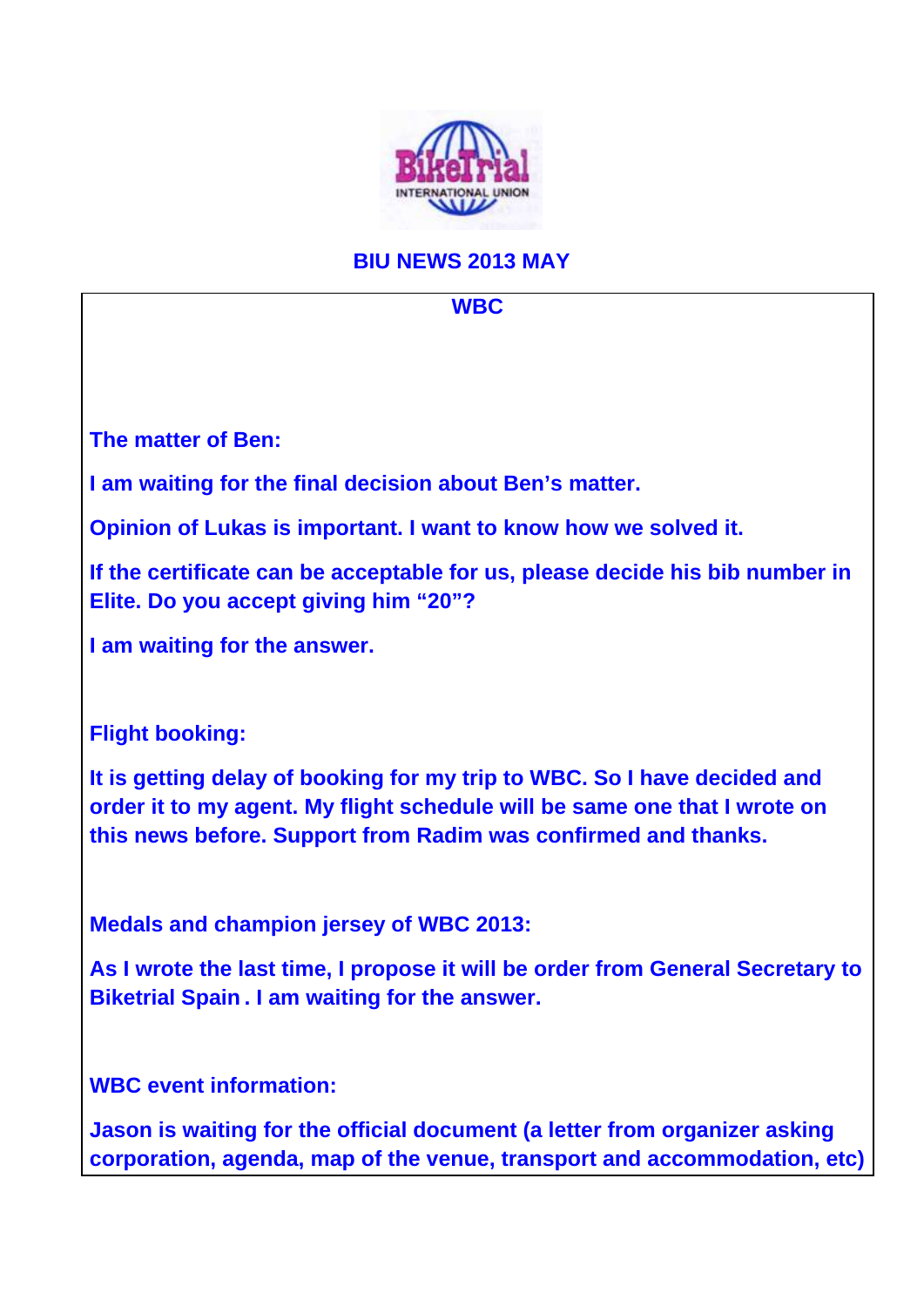# BIU NEWS 2013 MAY

## WBC

**The matter of Ben:**

**I am waiting for the final decision about Ben's matter.**

**Opinion of Lukas is important. I want to know how we solved it.**

**If the certificate can be acceptable for us, please decide his bib number in Elite. Do you accept giving him "20"?**

**I am waiting for the answer.**

**Flight booking:**

**It is getting delay of booking for my trip to WBC. So I have decided and order it to my agent. My flight schedule will be same one that I wrote on this news before. Support from Radim was confirmed and thanks.**

**Medals and champion jersey of WBC 2013:**

**As I wrote the last time, I propose it will be order from General Secretary to Biketrial Spain . I am waiting for the answer.**

**WBC event information:**

**Jason is waiting for the official document (a letter from organizer asking corporation, agenda, map of the venue, transport and accommodation, etc)**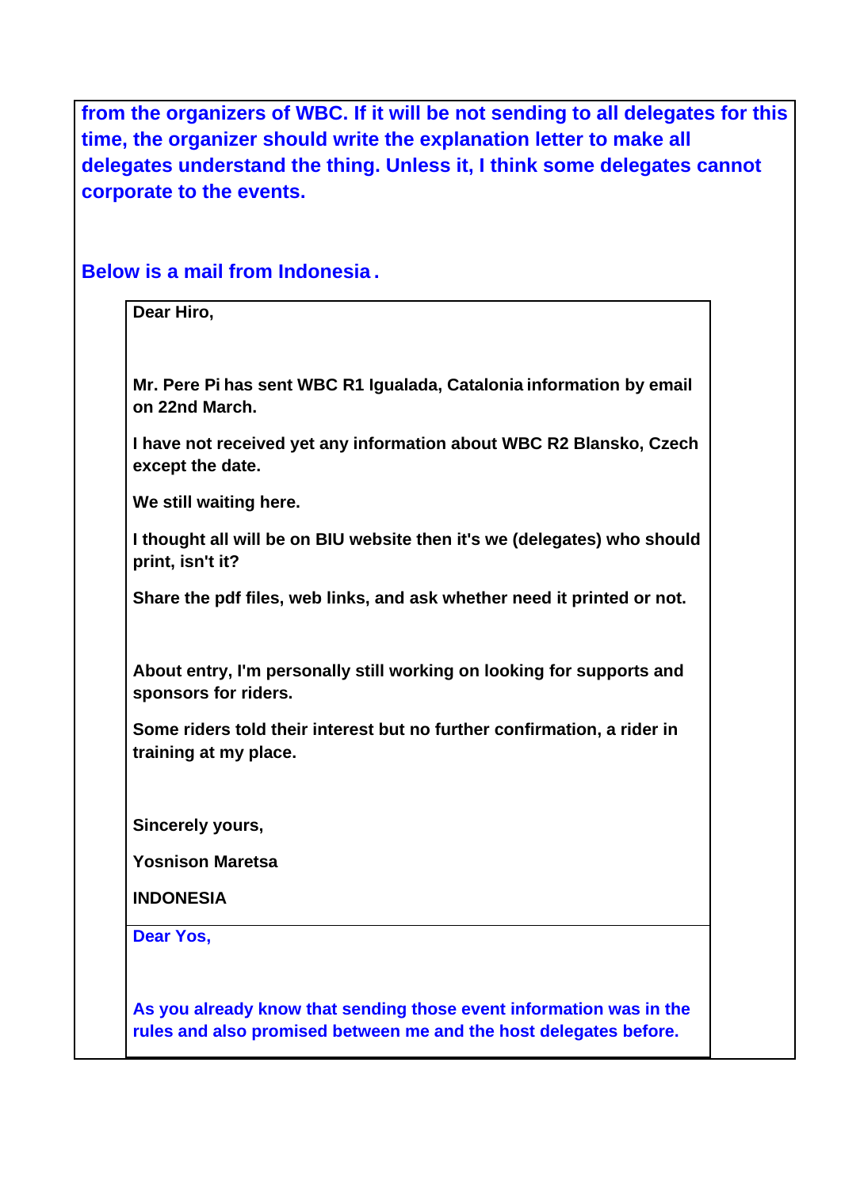**from the organizers of WBC. If it will be not sending to all delegates for this time, the organizer should write the explanation letter to make all delegates understand the thing. Unless it, I think some delegates cannot corporate to the events.**

**Below is a mail from Indonesia .**

> **Dear Hiro,**
>
> **Mr. Pere Pi has sent WBC R1 Igualada, Catalonia information by email on 22nd March.**
>
> **I have not received yet any information about WBC R2 Blansko, Czech except the date.**
>
> **We still waiting here.**
>
> **I thought all will be on BIU website then it's we (delegates) who should print, isn't it?**
>
> **Share the pdf files, web links, and ask whether need it printed or not.**
>
> **About entry, I'm personally still working on looking for supports and sponsors for riders.**
>
> **Some riders told their interest but no further confirmation, a rider in training at my place.**
>
> **Sincerely yours,**
>
> **Yosnison Maretsa**
>
> **INDONESIA**

> **Dear Yos,**
>
> **As you already know that sending those event information was in the rules and also promised between me and the host delegates before.**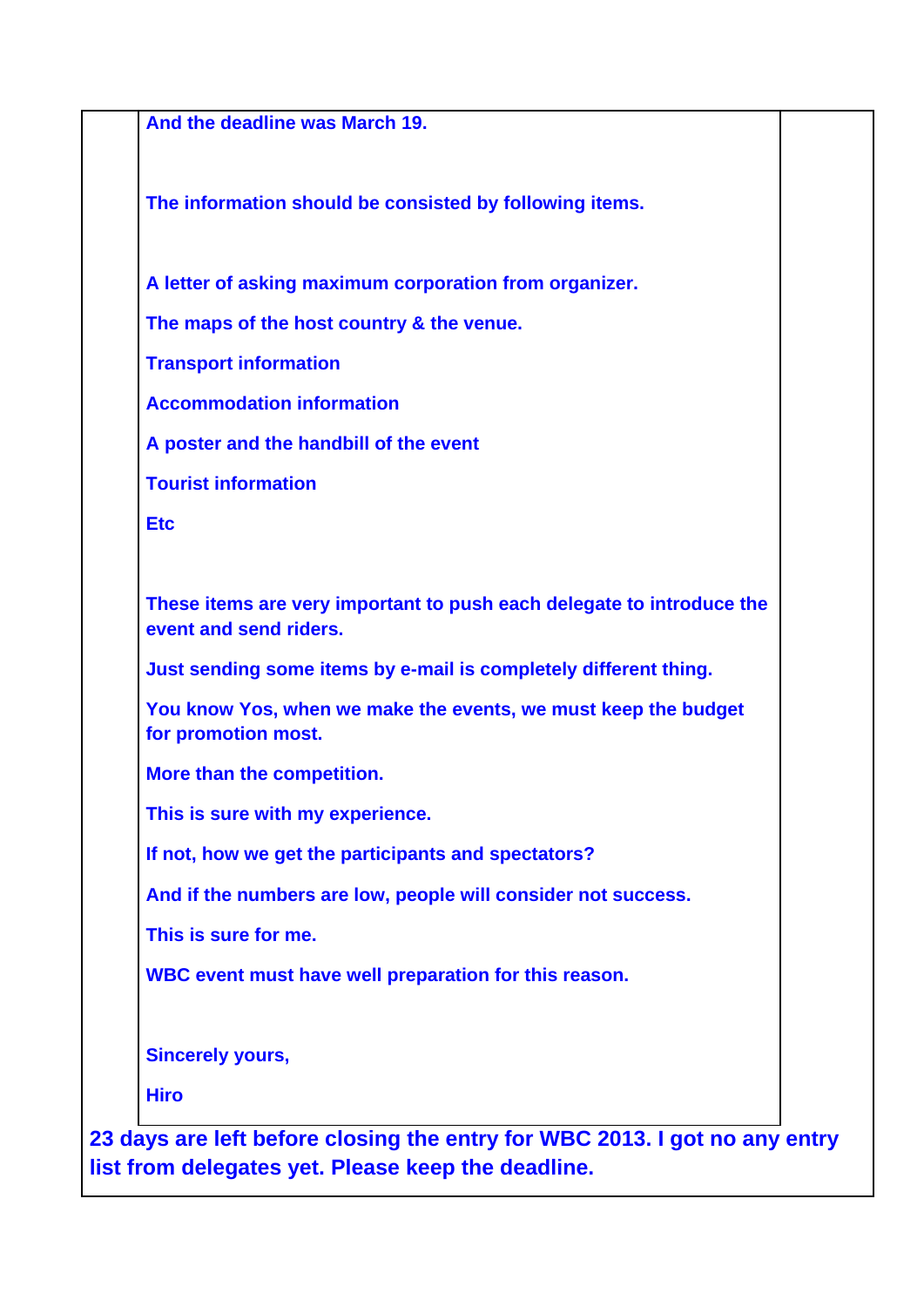**And the deadline was March 19.**

**The information should be consisted by following items.**

**A letter of asking maximum corporation from organizer.**

**The maps of the host country & the venue.**

**Transport information**

**Accommodation information**

**A poster and the handbill of the event**

**Tourist information**

**Etc**

**These items are very important to push each delegate to introduce the event and send riders.**

**Just sending some items by e-mail is completely different thing.**

**You know Yos, when we make the events, we must keep the budget for promotion most.**

**More than the competition.**

**This is sure with my experience.**

**If not, how we get the participants and spectators?**

**And if the numbers are low, people will consider not success.**

**This is sure for me.**

**WBC event must have well preparation for this reason.**

**Sincerely yours,**

**Hiro**

**23 days are left before closing the entry for WBC 2013. I got no any entry list from delegates yet. Please keep the deadline.**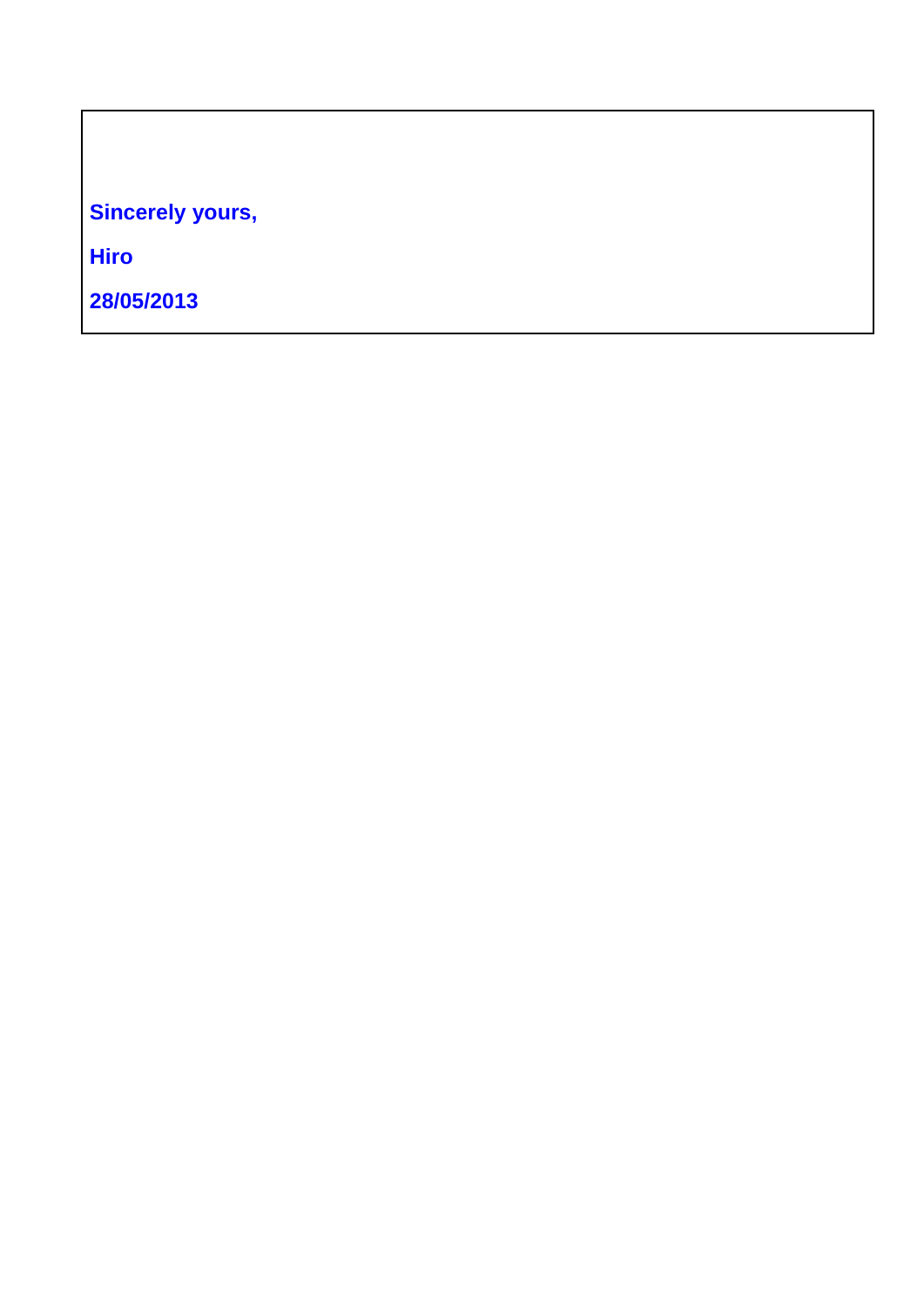**Sincerely yours,**

**Hiro**

**28/05/2013**